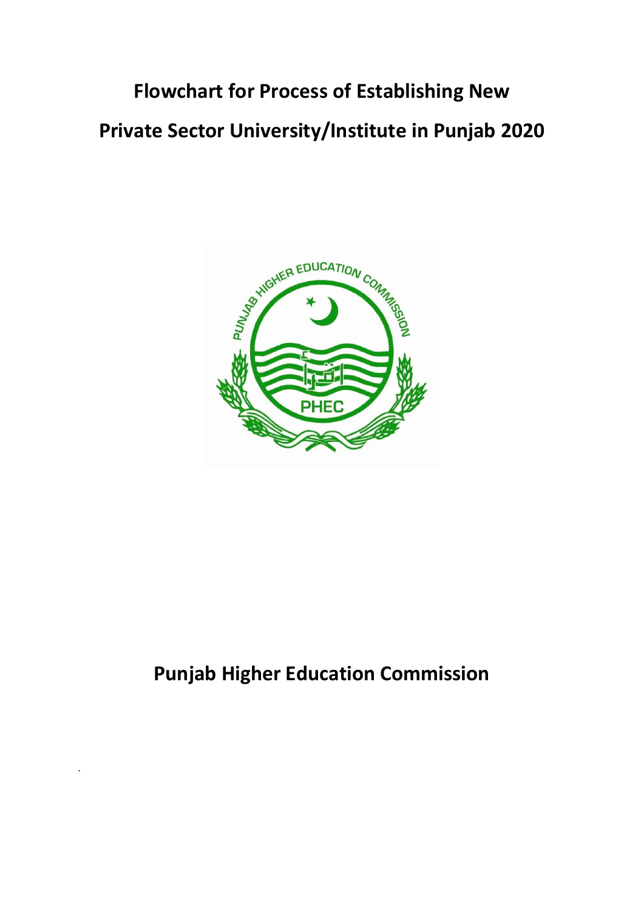# Flowchart for Process of Establishing New Private Sector University/Institute in Punjab 2020

## Punjab Higher Education Commission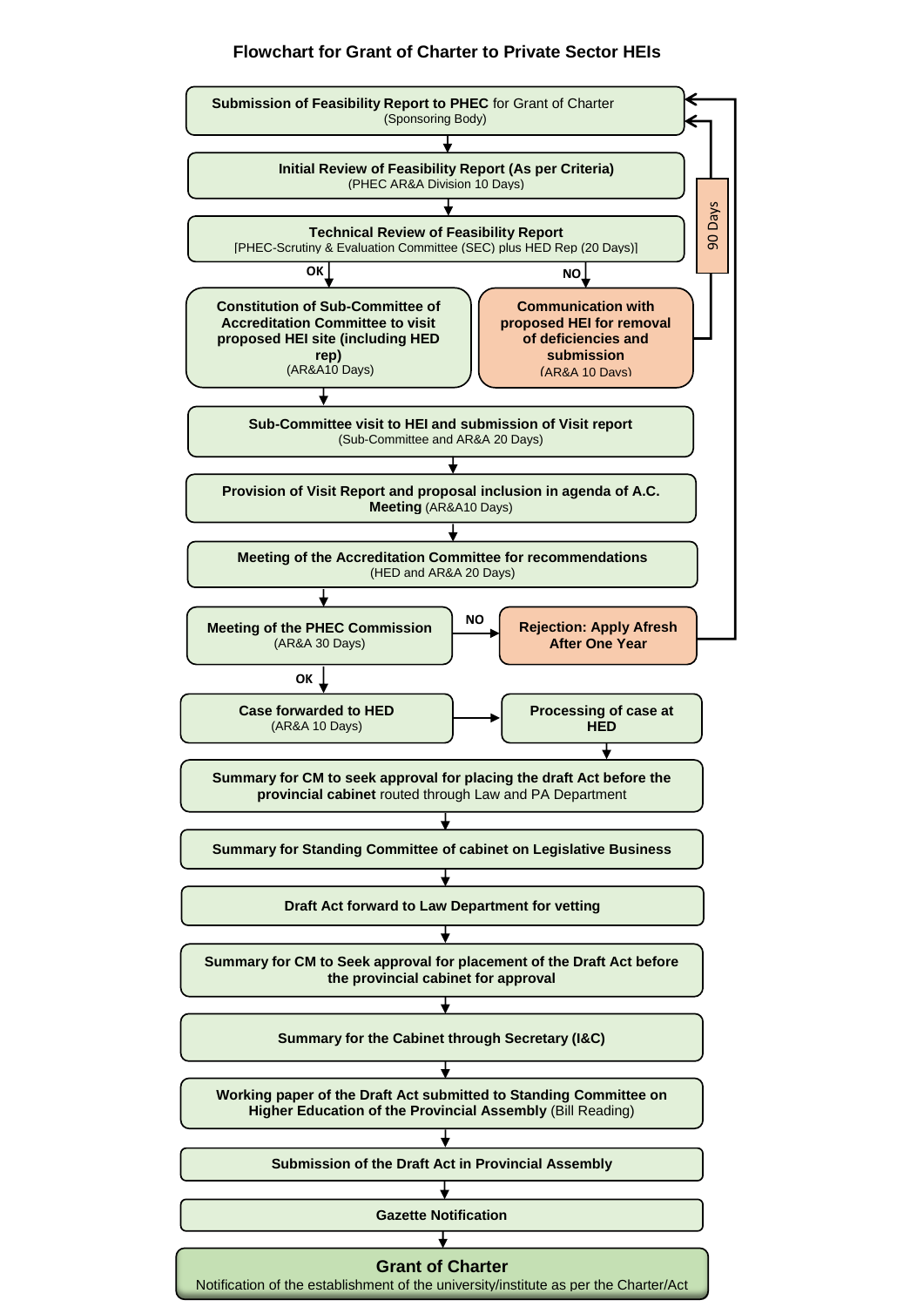# Flowchart for Grant of Charter to Private Sector HEIs

**Submission of Feasibility Report to PHEC** for Grant of Charter
(Sponsoring Body)

**Initial Review of Feasibility Report (As per Criteria)**
(PHEC AR&A Division 10 Days)

**Technical Review of Feasibility Report**
[PHEC-Scrutiny & Evaluation Committee (SEC) plus HED Rep (20 Days)]

OK

**Constitution of Sub-Committee of Accreditation Committee to visit proposed HEI site (including HED rep)**
(AR&A10 Days)

NO

**Communication with proposed HEI for removal of deficiencies and submission**
(AR&A 10 Days)

90 Days

**Sub-Committee visit to HEI and submission of Visit report**
(Sub-Committee and AR&A 20 Days)

**Provision of Visit Report and proposal inclusion in agenda of A.C. Meeting** (AR&A10 Days)

**Meeting of the Accreditation Committee for recommendations**
(HED and AR&A 20 Days)

**Meeting of the PHEC Commission**
(AR&A 30 Days)

NO

**Rejection: Apply Afresh After One Year**

OK

**Case forwarded to HED**
(AR&A 10 Days)

**Processing of case at HED**

**Summary for CM to seek approval for placing the draft Act before the provincial cabinet** routed through Law and PA Department

**Summary for Standing Committee of cabinet on Legislative Business**

**Draft Act forward to Law Department for vetting**

**Summary for CM to Seek approval for placement of the Draft Act before the provincial cabinet for approval**

**Summary for the Cabinet through Secretary (I&C)**

**Working paper of the Draft Act submitted to Standing Committee on Higher Education of the Provincial Assembly** (Bill Reading)

**Submission of the Draft Act in Provincial Assembly**

**Gazette Notification**

**Grant of Charter**
Notification of the establishment of the university/institute as per the Charter/Act